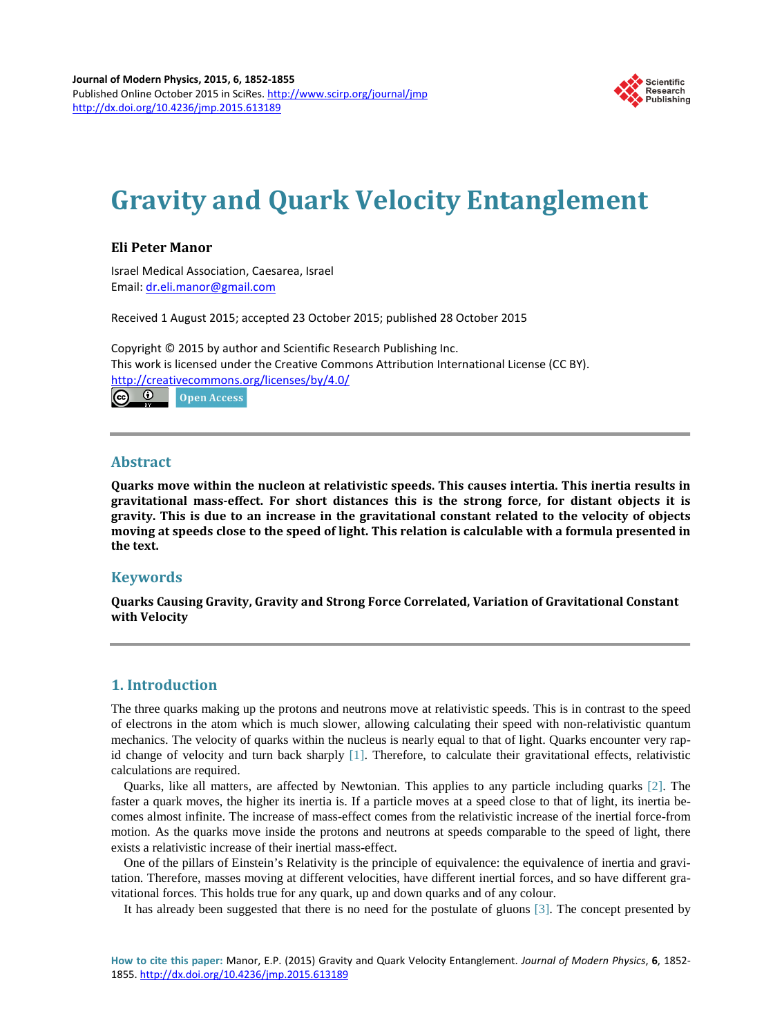# Gravity and Quark Velocity Entanglement

**Eli Peter Manor**

Israel Medical Association, Caesarea, Israel
Email: dr.eli.manor@gmail.com

Received 1 August 2015; accepted 23 October 2015; published 28 October 2015

Copyright © 2015 by author and Scientific Research Publishing Inc.
This work is licensed under the Creative Commons Attribution International License (CC BY).
http://creativecommons.org/licenses/by/4.0/

Open Access

## Abstract

**Quarks move within the nucleon at relativistic speeds. This causes intertia. This inertia results in gravitational mass-effect. For short distances this is the strong force, for distant objects it is gravity. This is due to an increase in the gravitational constant related to the velocity of objects moving at speeds close to the speed of light. This relation is calculable with a formula presented in the text.**

## Keywords

**Quarks Causing Gravity, Gravity and Strong Force Correlated, Variation of Gravitational Constant with Velocity**

## 1. Introduction

The three quarks making up the protons and neutrons move at relativistic speeds. This is in contrast to the speed of electrons in the atom which is much slower, allowing calculating their speed with non-relativistic quantum mechanics. The velocity of quarks within the nucleus is nearly equal to that of light. Quarks encounter very rapid change of velocity and turn back sharply [1]. Therefore, to calculate their gravitational effects, relativistic calculations are required.

Quarks, like all matters, are affected by Newtonian. This applies to any particle including quarks [2]. The faster a quark moves, the higher its inertia is. If a particle moves at a speed close to that of light, its inertia becomes almost infinite. The increase of mass-effect comes from the relativistic increase of the inertial force-from motion. As the quarks move inside the protons and neutrons at speeds comparable to the speed of light, there exists a relativistic increase of their inertial mass-effect.

One of the pillars of Einstein's Relativity is the principle of equivalence: the equivalence of inertia and gravitation. Therefore, masses moving at different velocities, have different inertial forces, and so have different gravitational forces. This holds true for any quark, up and down quarks and of any colour.

It has already been suggested that there is no need for the postulate of gluons [3]. The concept presented by

**How to cite this paper:** Manor, E.P. (2015) Gravity and Quark Velocity Entanglement. *Journal of Modern Physics*, **6**, 1852-1855. http://dx.doi.org/10.4236/jmp.2015.613189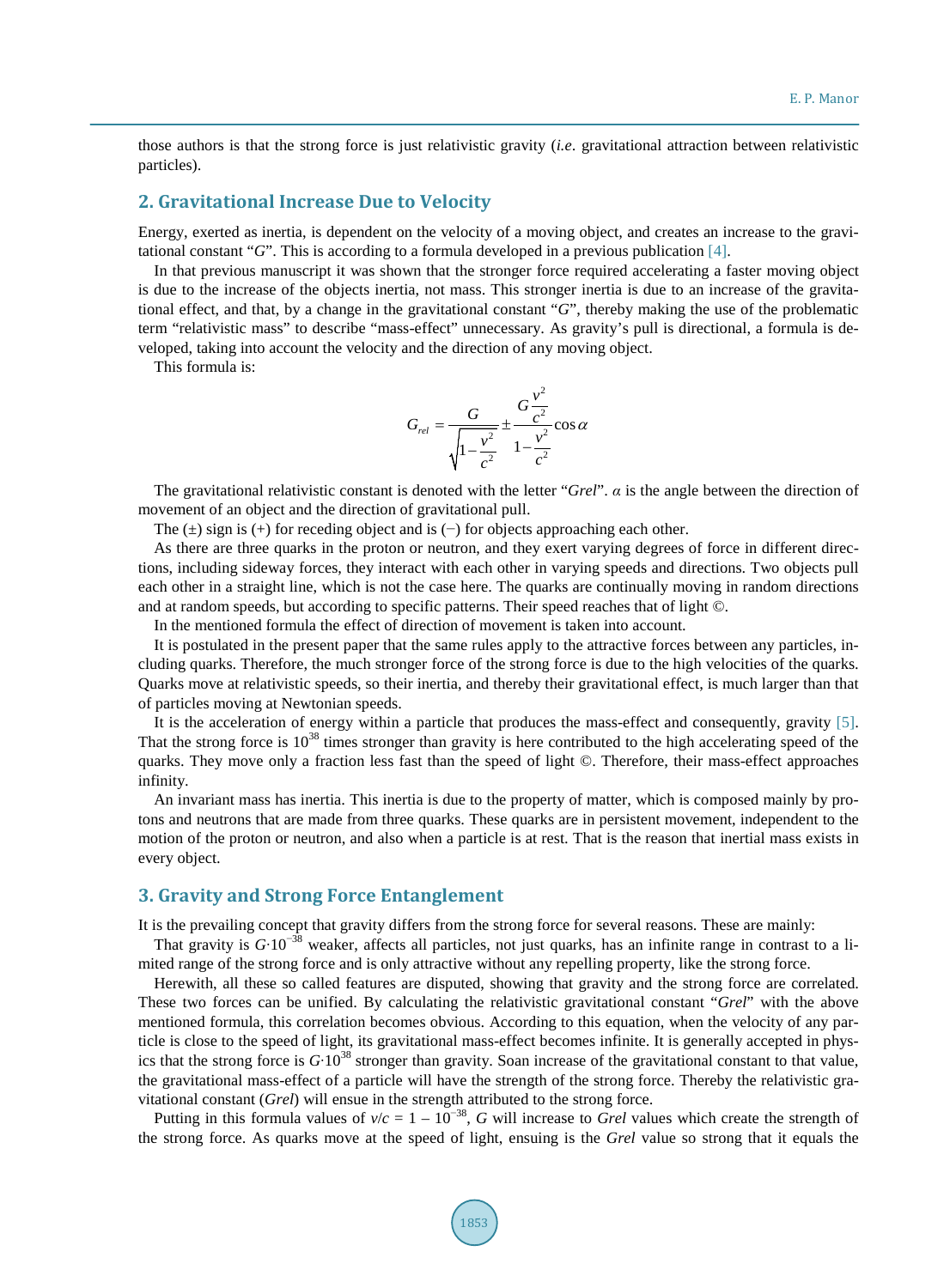those authors is that the strong force is just relativistic gravity (*i.e.* gravitational attraction between relativistic particles).

## 2. Gravitational Increase Due to Velocity

Energy, exerted as inertia, is dependent on the velocity of a moving object, and creates an increase to the gravitational constant "*G*". This is according to a formula developed in a previous publication [4].

In that previous manuscript it was shown that the stronger force required accelerating a faster moving object is due to the increase of the objects inertia, not mass. This stronger inertia is due to an increase of the gravitational effect, and that, by a change in the gravitational constant "*G*", thereby making the use of the problematic term "relativistic mass" to describe "mass-effect" unnecessary. As gravity's pull is directional, a formula is developed, taking into account the velocity and the direction of any moving object.

This formula is:

$$G_{rel} = \frac{G}{\sqrt{1-\frac{v^2}{c^2}}} \pm \frac{G\frac{v^2}{c^2}}{1-\frac{v^2}{c^2}}\cos\alpha$$

The gravitational relativistic constant is denoted with the letter "*Grel*". $\alpha$ is the angle between the direction of movement of an object and the direction of gravitational pull.

The (±) sign is (+) for receding object and is (−) for objects approaching each other.

As there are three quarks in the proton or neutron, and they exert varying degrees of force in different directions, including sideway forces, they interact with each other in varying speeds and directions. Two objects pull each other in a straight line, which is not the case here. The quarks are continually moving in random directions and at random speeds, but according to specific patterns. Their speed reaches that of light ©.

In the mentioned formula the effect of direction of movement is taken into account.

It is postulated in the present paper that the same rules apply to the attractive forces between any particles, including quarks. Therefore, the much stronger force of the strong force is due to the high velocities of the quarks. Quarks move at relativistic speeds, so their inertia, and thereby their gravitational effect, is much larger than that of particles moving at Newtonian speeds.

It is the acceleration of energy within a particle that produces the mass-effect and consequently, gravity [5]. That the strong force is $10^{38}$ times stronger than gravity is here contributed to the high accelerating speed of the quarks. They move only a fraction less fast than the speed of light ©. Therefore, their mass-effect approaches infinity.

An invariant mass has inertia. This inertia is due to the property of matter, which is composed mainly by protons and neutrons that are made from three quarks. These quarks are in persistent movement, independent to the motion of the proton or neutron, and also when a particle is at rest. That is the reason that inertial mass exists in every object.

## 3. Gravity and Strong Force Entanglement

It is the prevailing concept that gravity differs from the strong force for several reasons. These are mainly:

That gravity is $G\cdot10^{-38}$ weaker, affects all particles, not just quarks, has an infinite range in contrast to a limited range of the strong force and is only attractive without any repelling property, like the strong force.

Herewith, all these so called features are disputed, showing that gravity and the strong force are correlated. These two forces can be unified. By calculating the relativistic gravitational constant "*Grel*" with the above mentioned formula, this correlation becomes obvious. According to this equation, when the velocity of any particle is close to the speed of light, its gravitational mass-effect becomes infinite. It is generally accepted in physics that the strong force is $G\cdot10^{38}$ stronger than gravity. Soan increase of the gravitational constant to that value, the gravitational mass-effect of a particle will have the strength of the strong force. Thereby the relativistic gravitational constant (*Grel*) will ensue in the strength attributed to the strong force.

Putting in this formula values of $v/c = 1 - 10^{-38}$, *G* will increase to *Grel* values which create the strength of the strong force. As quarks move at the speed of light, ensuing is the *Grel* value so strong that it equals the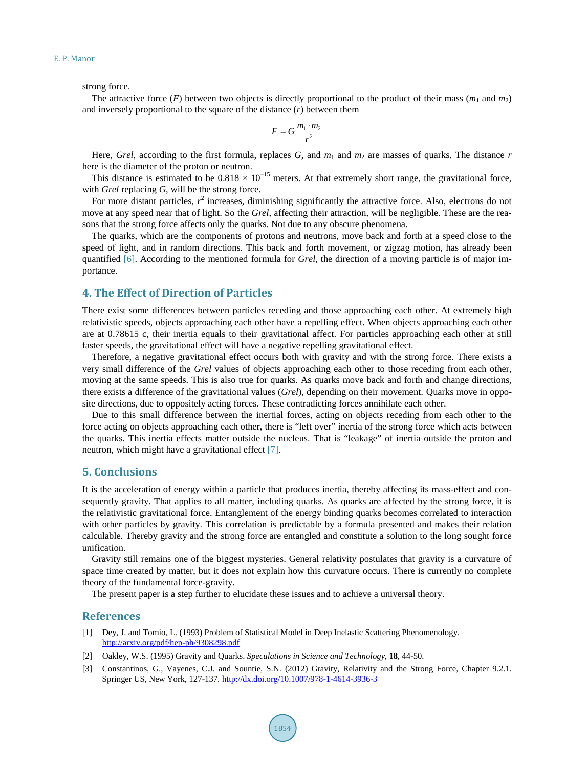strong force.

The attractive force ($F$) between two objects is directly proportional to the product of their mass ($m_1$ and $m_2$) and inversely proportional to the square of the distance ($r$) between them

$$F = G\frac{m_1 \cdot m_2}{r^2}$$

Here, *Grel*, according to the first formula, replaces $G$, and $m_1$ and $m_2$ are masses of quarks. The distance $r$ here is the diameter of the proton or neutron.

This distance is estimated to be $0.818 \times 10^{-15}$ meters. At that extremely short range, the gravitational force, with *Grel* replacing $G$, will be the strong force.

For more distant particles, $r^2$ increases, diminishing significantly the attractive force. Also, electrons do not move at any speed near that of light. So the *Grel*, affecting their attraction, will be negligible. These are the reasons that the strong force affects only the quarks. Not due to any obscure phenomena.

The quarks, which are the components of protons and neutrons, move back and forth at a speed close to the speed of light, and in random directions. This back and forth movement, or zigzag motion, has already been quantified [6]. According to the mentioned formula for *Grel*, the direction of a moving particle is of major importance.

## 4. The Effect of Direction of Particles

There exist some differences between particles receding and those approaching each other. At extremely high relativistic speeds, objects approaching each other have a repelling effect. When objects approaching each other are at 0.78615 c, their inertia equals to their gravitational affect. For particles approaching each other at still faster speeds, the gravitational effect will have a negative repelling gravitational effect.

Therefore, a negative gravitational effect occurs both with gravity and with the strong force. There exists a very small difference of the *Grel* values of objects approaching each other to those receding from each other, moving at the same speeds. This is also true for quarks. As quarks move back and forth and change directions, there exists a difference of the gravitational values (*Grel*), depending on their movement. Quarks move in opposite directions, due to oppositely acting forces. These contradicting forces annihilate each other.

Due to this small difference between the inertial forces, acting on objects receding from each other to the force acting on objects approaching each other, there is "left over" inertia of the strong force which acts between the quarks. This inertia effects matter outside the nucleus. That is "leakage" of inertia outside the proton and neutron, which might have a gravitational effect [7].

## 5. Conclusions

It is the acceleration of energy within a particle that produces inertia, thereby affecting its mass-effect and consequently gravity. That applies to all matter, including quarks. As quarks are affected by the strong force, it is the relativistic gravitational force. Entanglement of the energy binding quarks becomes correlated to interaction with other particles by gravity. This correlation is predictable by a formula presented and makes their relation calculable. Thereby gravity and the strong force are entangled and constitute a solution to the long sought force unification.

Gravity still remains one of the biggest mysteries. General relativity postulates that gravity is a curvature of space time created by matter, but it does not explain how this curvature occurs. There is currently no complete theory of the fundamental force-gravity.

The present paper is a step further to elucidate these issues and to achieve a universal theory.

## References

[1] Dey, J. and Tomio, L. (1993) Problem of Statistical Model in Deep Inelastic Scattering Phenomenology. http://arxiv.org/pdf/hep-ph/9308298.pdf

[2] Oakley, W.S. (1995) Gravity and Quarks. *Speculations in Science and Technology*, **18**, 44-50.

[3] Constantinos, G., Vayenes, C.J. and Sountie, S.N. (2012) Gravity, Relativity and the Strong Force, Chapter 9.2.1. Springer US, New York, 127-137. http://dx.doi.org/10.1007/978-1-4614-3936-3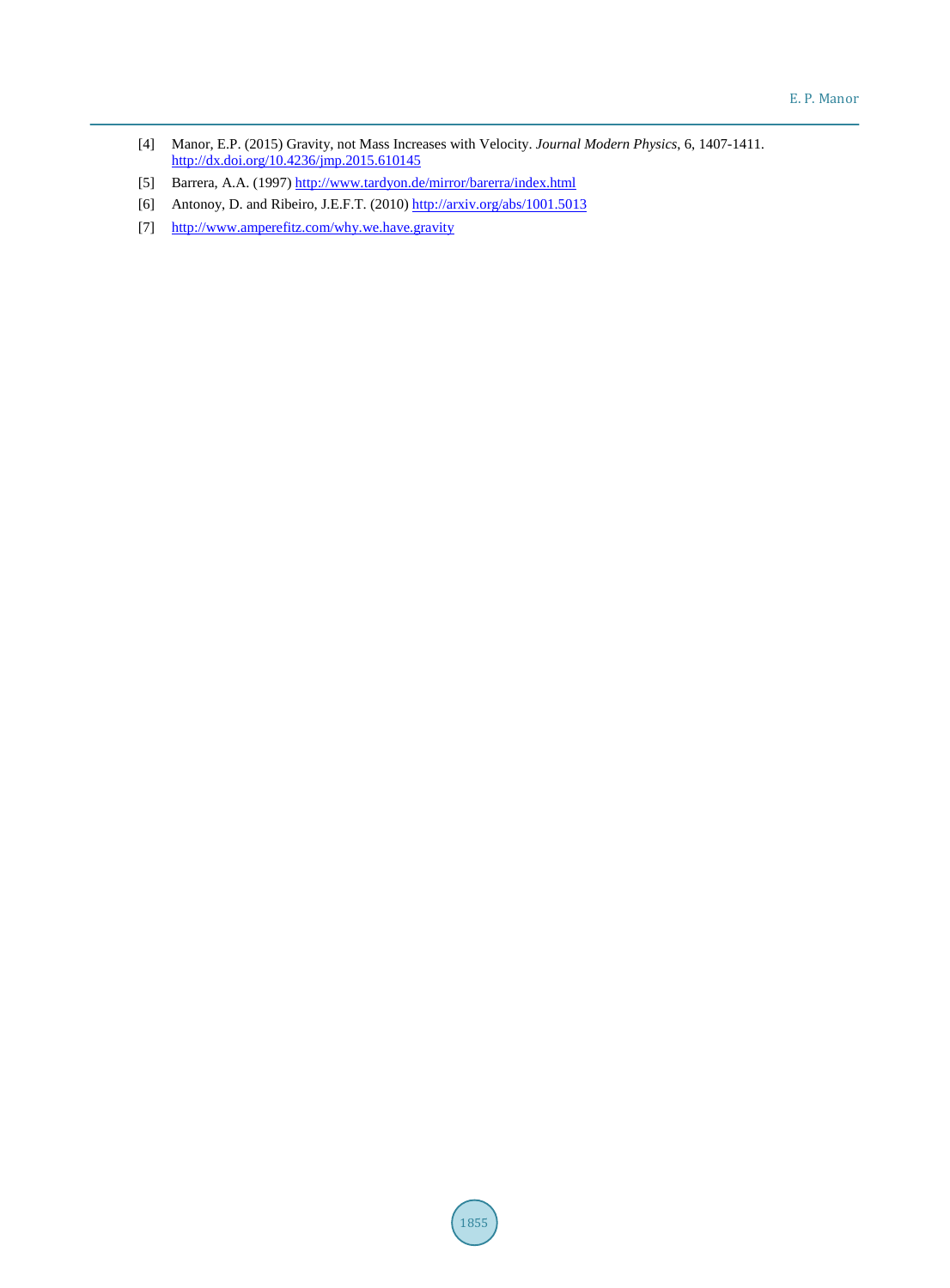[4] Manor, E.P. (2015) Gravity, not Mass Increases with Velocity. *Journal Modern Physics*, 6, 1407-1411. http://dx.doi.org/10.4236/jmp.2015.610145

[5] Barrera, A.A. (1997) http://www.tardyon.de/mirror/barerra/index.html

[6] Antonoy, D. and Ribeiro, J.E.F.T. (2010) http://arxiv.org/abs/1001.5013

[7] http://www.amperefitz.com/why.we.have.gravity